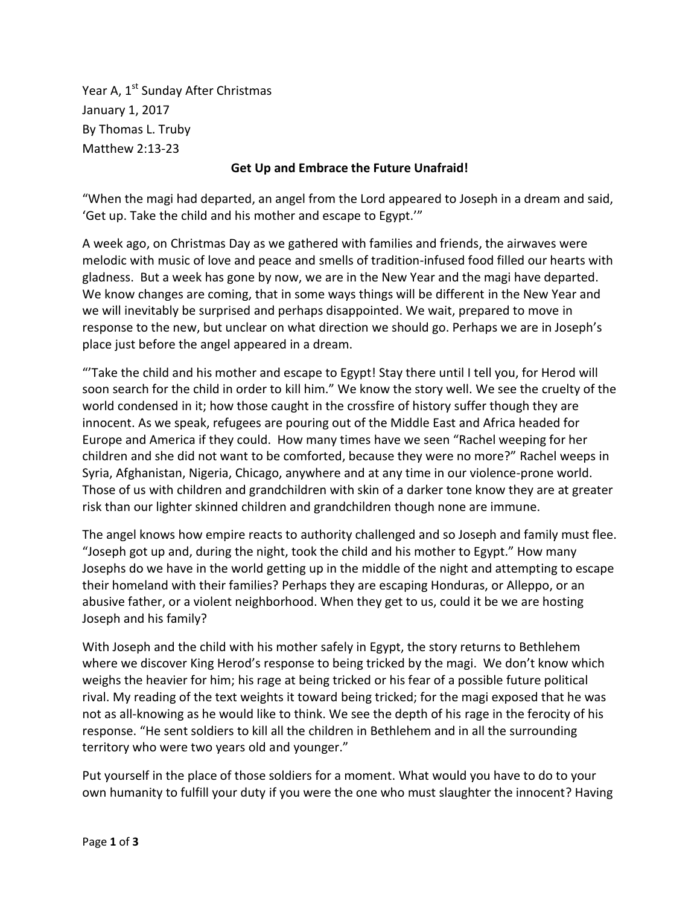Year A, 1st Sunday After Christmas
January 1, 2017
By Thomas L. Truby
Matthew 2:13-23

**Get Up and Embrace the Future Unafraid!**

"When the magi had departed, an angel from the Lord appeared to Joseph in a dream and said, 'Get up. Take the child and his mother and escape to Egypt.'"

A week ago, on Christmas Day as we gathered with families and friends, the airwaves were melodic with music of love and peace and smells of tradition-infused food filled our hearts with gladness. But a week has gone by now, we are in the New Year and the magi have departed. We know changes are coming, that in some ways things will be different in the New Year and we will inevitably be surprised and perhaps disappointed. We wait, prepared to move in response to the new, but unclear on what direction we should go. Perhaps we are in Joseph's place just before the angel appeared in a dream.

"'Take the child and his mother and escape to Egypt! Stay there until I tell you, for Herod will soon search for the child in order to kill him." We know the story well. We see the cruelty of the world condensed in it; how those caught in the crossfire of history suffer though they are innocent. As we speak, refugees are pouring out of the Middle East and Africa headed for Europe and America if they could. How many times have we seen "Rachel weeping for her children and she did not want to be comforted, because they were no more?" Rachel weeps in Syria, Afghanistan, Nigeria, Chicago, anywhere and at any time in our violence-prone world. Those of us with children and grandchildren with skin of a darker tone know they are at greater risk than our lighter skinned children and grandchildren though none are immune.

The angel knows how empire reacts to authority challenged and so Joseph and family must flee. "Joseph got up and, during the night, took the child and his mother to Egypt." How many Josephs do we have in the world getting up in the middle of the night and attempting to escape their homeland with their families? Perhaps they are escaping Honduras, or Alleppo, or an abusive father, or a violent neighborhood. When they get to us, could it be we are hosting Joseph and his family?

With Joseph and the child with his mother safely in Egypt, the story returns to Bethlehem where we discover King Herod's response to being tricked by the magi. We don't know which weighs the heavier for him; his rage at being tricked or his fear of a possible future political rival. My reading of the text weights it toward being tricked; for the magi exposed that he was not as all-knowing as he would like to think. We see the depth of his rage in the ferocity of his response. "He sent soldiers to kill all the children in Bethlehem and in all the surrounding territory who were two years old and younger."

Put yourself in the place of those soldiers for a moment. What would you have to do to your own humanity to fulfill your duty if you were the one who must slaughter the innocent? Having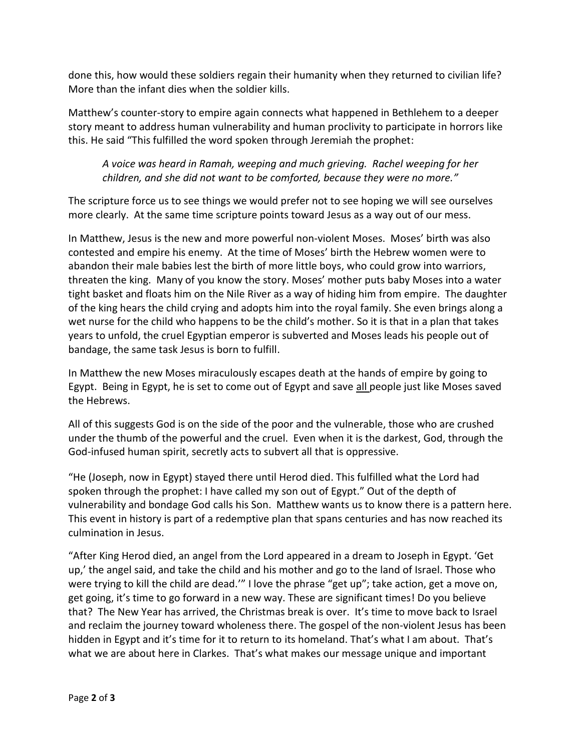done this, how would these soldiers regain their humanity when they returned to civilian life? More than the infant dies when the soldier kills.

Matthew's counter-story to empire again connects what happened in Bethlehem to a deeper story meant to address human vulnerability and human proclivity to participate in horrors like this. He said "This fulfilled the word spoken through Jeremiah the prophet:

> *A voice was heard in Ramah, weeping and much grieving. Rachel weeping for her children, and she did not want to be comforted, because they were no more."*

The scripture force us to see things we would prefer not to see hoping we will see ourselves more clearly. At the same time scripture points toward Jesus as a way out of our mess.

In Matthew, Jesus is the new and more powerful non-violent Moses. Moses' birth was also contested and empire his enemy. At the time of Moses' birth the Hebrew women were to abandon their male babies lest the birth of more little boys, who could grow into warriors, threaten the king. Many of you know the story. Moses' mother puts baby Moses into a water tight basket and floats him on the Nile River as a way of hiding him from empire. The daughter of the king hears the child crying and adopts him into the royal family. She even brings along a wet nurse for the child who happens to be the child's mother. So it is that in a plan that takes years to unfold, the cruel Egyptian emperor is subverted and Moses leads his people out of bandage, the same task Jesus is born to fulfill.

In Matthew the new Moses miraculously escapes death at the hands of empire by going to Egypt. Being in Egypt, he is set to come out of Egypt and save <u>all</u> people just like Moses saved the Hebrews.

All of this suggests God is on the side of the poor and the vulnerable, those who are crushed under the thumb of the powerful and the cruel. Even when it is the darkest, God, through the God-infused human spirit, secretly acts to subvert all that is oppressive.

"He (Joseph, now in Egypt) stayed there until Herod died. This fulfilled what the Lord had spoken through the prophet: I have called my son out of Egypt." Out of the depth of vulnerability and bondage God calls his Son. Matthew wants us to know there is a pattern here. This event in history is part of a redemptive plan that spans centuries and has now reached its culmination in Jesus.

"After King Herod died, an angel from the Lord appeared in a dream to Joseph in Egypt. 'Get up,' the angel said, and take the child and his mother and go to the land of Israel. Those who were trying to kill the child are dead.'" I love the phrase "get up"; take action, get a move on, get going, it's time to go forward in a new way. These are significant times! Do you believe that? The New Year has arrived, the Christmas break is over. It's time to move back to Israel and reclaim the journey toward wholeness there. The gospel of the non-violent Jesus has been hidden in Egypt and it's time for it to return to its homeland. That's what I am about. That's what we are about here in Clarkes. That's what makes our message unique and important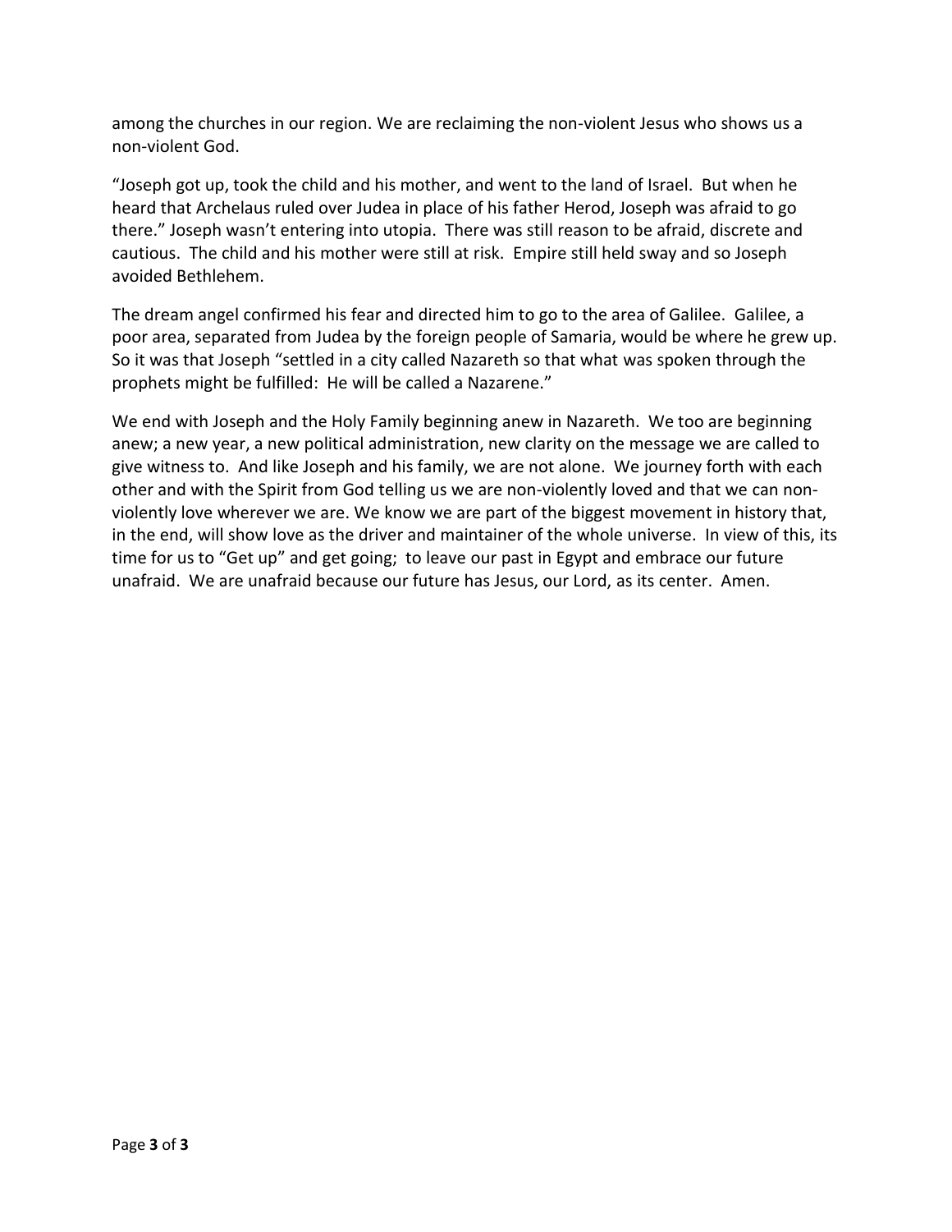among the churches in our region. We are reclaiming the non-violent Jesus who shows us a non-violent God.

"Joseph got up, took the child and his mother, and went to the land of Israel. But when he heard that Archelaus ruled over Judea in place of his father Herod, Joseph was afraid to go there." Joseph wasn't entering into utopia. There was still reason to be afraid, discrete and cautious. The child and his mother were still at risk. Empire still held sway and so Joseph avoided Bethlehem.

The dream angel confirmed his fear and directed him to go to the area of Galilee. Galilee, a poor area, separated from Judea by the foreign people of Samaria, would be where he grew up. So it was that Joseph "settled in a city called Nazareth so that what was spoken through the prophets might be fulfilled: He will be called a Nazarene."

We end with Joseph and the Holy Family beginning anew in Nazareth. We too are beginning anew; a new year, a new political administration, new clarity on the message we are called to give witness to. And like Joseph and his family, we are not alone. We journey forth with each other and with the Spirit from God telling us we are non-violently loved and that we can non-violently love wherever we are. We know we are part of the biggest movement in history that, in the end, will show love as the driver and maintainer of the whole universe. In view of this, its time for us to "Get up" and get going; to leave our past in Egypt and embrace our future unafraid. We are unafraid because our future has Jesus, our Lord, as its center. Amen.